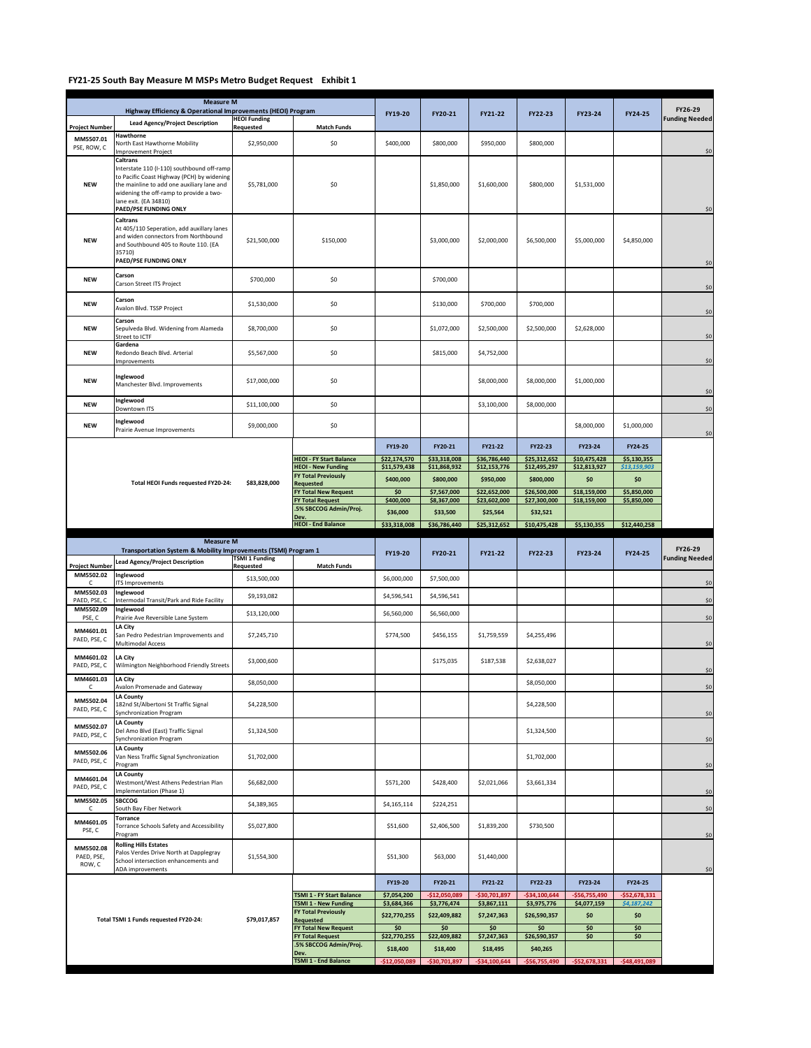## FY21-25 South Bay Measure M MSPs Metro Budget Request Exhibit 1

| Project Number | Measure M Highway Efficiency & Operational Improvements (HEOI) Program — Lead Agency/Project Description | HEOI Funding Requested | Match Funds | FY19-20 | FY20-21 | FY21-22 | FY22-23 | FY23-24 | FY24-25 | FY26-29 Funding Needed |
|---|---|---|---|---|---|---|---|---|---|---|
| MM5507.01 PSE, ROW, C | **Hawthorne** North East Hawthorne Mobility Improvement Project | $2,950,000 | $0 | $400,000 | $800,000 | $950,000 | $800,000 | | | $0 |
| NEW | **Caltrans** Interstate 110 (I-110) southbound off-ramp to Pacific Coast Highway (PCH) by widening the mainline to add one auxiliary lane and widening the off-ramp to provide a two-lane exit. (EA 34810) **PAED/PSE FUNDING ONLY** | $5,781,000 | $0 | | $1,850,000 | $1,600,000 | $800,000 | $1,531,000 | | $0 |
| NEW | **Caltrans** At 405/110 Seperation, add auxillary lanes and widen connectors from Northbound and Southbound 405 to Route 110. (EA 35710) **PAED/PSE FUNDING ONLY** | $21,500,000 | $150,000 | | $3,000,000 | $2,000,000 | $6,500,000 | $5,000,000 | $4,850,000 | $0 |
| NEW | **Carson** Carson Street ITS Project | $700,000 | $0 | | $700,000 | | | | | $0 |
| NEW | **Carson** Avalon Blvd. TSSP Project | $1,530,000 | $0 | | $130,000 | $700,000 | $700,000 | | | $0 |
| NEW | **Carson** Sepulveda Blvd. Widening from Alameda Street to ICTF | $8,700,000 | $0 | | $1,072,000 | $2,500,000 | $2,500,000 | $2,628,000 | | $0 |
| NEW | **Gardena** Redondo Beach Blvd. Arterial Improvements | $5,567,000 | $0 | | $815,000 | $4,752,000 | | | | $0 |
| NEW | **Inglewood** Manchester Blvd. Improvements | $17,000,000 | $0 | | | $8,000,000 | $8,000,000 | $1,000,000 | | $0 |
| NEW | **Inglewood** Downtown ITS | $11,100,000 | $0 | | | $3,100,000 | $8,000,000 | | | $0 |
| NEW | **Inglewood** Prairie Avenue Improvements | $9,000,000 | $0 | | | | | $8,000,000 | $1,000,000 | $0 |

| Total HEOI Funds requested FY20-24: $83,828,000 | | FY19-20 | FY20-21 | FY21-22 | FY22-23 | FY23-24 | FY24-25 |
|---|---|---|---|---|---|---|---|
| | HEOI - FY Start Balance | $22,174,570 | $33,318,008 | $36,786,440 | $25,312,652 | $10,475,428 | $5,130,355 |
| | HEOI - New Funding | $11,579,438 | $11,868,932 | $12,153,776 | $12,495,297 | $12,813,927 | *$13,159,903* |
| | FY Total Previously Requested | $400,000 | $800,000 | $950,000 | $800,000 | $0 | $0 |
| | FY Total New Request | $0 | $7,567,000 | $22,652,000 | $26,500,000 | $18,159,000 | $5,850,000 |
| | FY Total Request | $400,000 | $8,367,000 | $23,602,000 | $27,300,000 | $18,159,000 | $5,850,000 |
| | .5% SBCCOG Admin/Proj. Dev. | $36,000 | $33,500 | $25,564 | $32,521 | | |
| | HEOI - End Balance | $33,318,008 | $36,786,440 | $25,312,652 | $10,475,428 | $5,130,355 | $12,440,258 |

| Project Number | Measure M Transportation System & Mobility Improvements (TSMI) Program 1 — Lead Agency/Project Description | TSMI 1 Funding Requested | Match Funds | FY19-20 | FY20-21 | FY21-22 | FY22-23 | FY23-24 | FY24-25 | FY26-29 Funding Needed |
|---|---|---|---|---|---|---|---|---|---|---|
| MM5502.02 C | **Inglewood** ITS Improvements | $13,500,000 | | $6,000,000 | $7,500,000 | | | | | $0 |
| MM5502.03 PAED, PSE, C | **Inglewood** Intermodal Transit/Park and Ride Facility | $9,193,082 | | $4,596,541 | $4,596,541 | | | | | $0 |
| MM5502.09 PSE, C | **Inglewood** Prairie Ave Reversible Lane System | $13,120,000 | | $6,560,000 | $6,560,000 | | | | | $0 |
| MM4601.01 PAED, PSE, C | **LA City** San Pedro Pedestrian Improvements and Multimodal Access | $7,245,710 | | $774,500 | $456,155 | $1,759,559 | $4,255,496 | | | $0 |
| MM4601.02 PAED, PSE, C | **LA City** Wilmington Neighborhood Friendly Streets | $3,000,600 | | | $175,035 | $187,538 | $2,638,027 | | | $0 |
| MM4601.03 C | **LA City** Avalon Promenade and Gateway | $8,050,000 | | | | | $8,050,000 | | | $0 |
| MM5502.04 PAED, PSE, C | **LA County** 182nd St/Albertoni St Traffic Signal Synchronization Program | $4,228,500 | | | | | $4,228,500 | | | $0 |
| MM5502.07 PAED, PSE, C | **LA County** Del Amo Blvd (East) Traffic Signal Synchronization Program | $1,324,500 | | | | | $1,324,500 | | | $0 |
| MM5502.06 PAED, PSE, C | **LA County** Van Ness Traffic Signal Synchronization Program | $1,702,000 | | | | | $1,702,000 | | | $0 |
| MM4601.04 PAED, PSE, C | **LA County** Westmont/West Athens Pedestrian Plan Implementation (Phase 1) | $6,682,000 | | $571,200 | $428,400 | $2,021,066 | $3,661,334 | | | $0 |
| MM5502.05 C | **SBCCOG** South Bay Fiber Network | $4,389,365 | | $4,165,114 | $224,251 | | | | | $0 |
| MM4601.05 PSE, C | **Torrance** Torrance Schools Safety and Accessibility Program | $5,027,800 | | $51,600 | $2,406,500 | $1,839,200 | $730,500 | | | $0 |
| MM5502.08 PAED, PSE, ROW, C | **Rolling Hills Estates** Palos Verdes Drive North at Dapplegray School intersection enhancements and ADA improvements | $1,554,300 | | $51,300 | $63,000 | $1,440,000 | | | | $0 |

| Total TSMI 1 Funds requested FY20-24: $79,017,857 | | FY19-20 | FY20-21 | FY21-22 | FY22-23 | FY23-24 | FY24-25 |
|---|---|---|---|---|---|---|---|
| | TSMI 1 - FY Start Balance | $7,054,200 | -$12,050,089 | -$30,701,897 | -$34,100,644 | -$56,755,490 | -$52,678,331 |
| | TSMI 1 - New Funding | $3,684,366 | $3,776,474 | $3,867,111 | $3,975,776 | $4,077,159 | *$4,187,242* |
| | FY Total Previously Requested | $22,770,255 | $22,409,882 | $7,247,363 | $26,590,357 | $0 | $0 |
| | FY Total New Request | $0 | $0 | $0 | $0 | $0 | $0 |
| | FY Total Request | $22,770,255 | $22,409,882 | $7,247,363 | $26,590,357 | $0 | $0 |
| | .5% SBCCOG Admin/Proj. Dev. | $18,400 | $18,400 | $18,495 | $40,265 | | |
| | TSMI 1 - End Balance | -$12,050,089 | -$30,701,897 | -$34,100,644 | -$56,755,490 | -$52,678,331 | -$48,491,089 |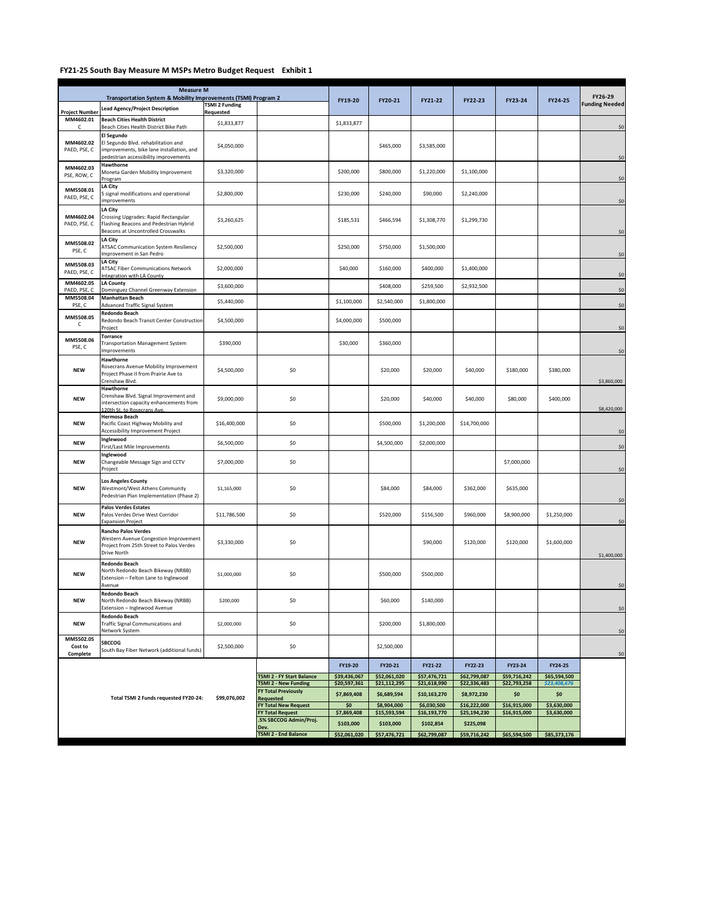## FY21-25 South Bay Measure M MSPs Metro Budget Request Exhibit 1

| Measure M Transportation System & Mobility Improvements (TSMI) Program 2 | | | | FY19-20 | FY20-21 | FY21-22 | FY22-23 | FY23-24 | FY24-25 | FY26-29 Funding Needed |
|---|---|---|---|---|---|---|---|---|---|---|
| Project Number | Lead Agency/Project Description | TSMI 2 Funding Requested | | | | | | | | |
| MM4602.01 C | **Beach Cities Health District** Beach Cities Health District Bike Path | $1,833,877 | | $1,833,877 | | | | | | $0 |
| MM4602.02 PAED, PSE, C | **El Segundo** El Segundo Blvd. rehabilitation and improvements, bike lane installation, and pedestrian accessibility improvements | $4,050,000 | | | $465,000 | $3,585,000 | | | | $0 |
| MM4602.03 PSE, ROW, C | **Hawthorne** Moneta Garden Mobility Improvement Program | $3,320,000 | | $200,000 | $800,000 | $1,220,000 | $1,100,000 | | | $0 |
| MM5508.01 PAED, PSE, C | **LA City** 5 signal modifications and operational improvements | $2,800,000 | | $230,000 | $240,000 | $90,000 | $2,240,000 | | | $0 |
| MM4602.04 PAED, PSE. C | **LA City** Crossing Upgrades: Rapid Rectangular Flashing Beacons and Pedestrian Hybrid Beacons at Uncontrolled Crosswalks | $3,260,625 | | $185,531 | $466,594 | $1,308,770 | $1,299,730 | | | $0 |
| MM5508.02 PSE, C | **LA City** ATSAC Communication System Resiliency Improvement in San Pedro | $2,500,000 | | $250,000 | $750,000 | $1,500,000 | | | | $0 |
| MM5508.03 PAED, PSE, C | **LA City** ATSAC Fiber Communications Network Integration with LA County | $2,000,000 | | $40,000 | $160,000 | $400,000 | $1,400,000 | | | $0 |
| MM4602.05 PAED, PSE, C | **LA County** Dominguez Channel Greenway Extension | $3,600,000 | | | $408,000 | $259,500 | $2,932,500 | | | $0 |
| MM5508.04 PSE, C | **Manhattan Beach** Advanced Traffic Signal System | $5,440,000 | | $1,100,000 | $2,540,000 | $1,800,000 | | | | $0 |
| MM5508.05 C | **Redondo Beach** Redondo Beach Transit Center Construction Project | $4,500,000 | | $4,000,000 | $500,000 | | | | | $0 |
| MM5508.06 PSE, C | **Torrance** Transportation Management System Improvements | $390,000 | | $30,000 | $360,000 | | | | | $0 |
| NEW | **Hawthorne** Rosecrans Avenue Mobility Improvement Project Phase II from Prairie Ave to Crenshaw Blvd. | $4,500,000 | $0 | | $20,000 | $20,000 | $40,000 | $180,000 | $380,000 | $3,860,000 |
| NEW | **Hawthorne** Crenshaw Blvd. Signal Improvement and intersection capacity enhancements from 120th St. to Rosecrans Ave. | $9,000,000 | $0 | | $20,000 | $40,000 | $40,000 | $80,000 | $400,000 | $8,420,000 |
| NEW | **Hermosa Beach** Pacific Coast Highway Mobility and Accessibility Improvement Project | $16,400,000 | $0 | | $500,000 | $1,200,000 | $14,700,000 | | | $0 |
| NEW | **Inglewood** First/Last Mile Improvements | $6,500,000 | $0 | | $4,500,000 | $2,000,000 | | | | $0 |
| NEW | **Inglewood** Changeable Message Sign and CCTV Project | $7,000,000 | $0 | | | | | $7,000,000 | | $0 |
| NEW | **Los Angeles County** Westmont/West Athens Community Pedestrian Plan Implementation (Phase 2) | $1,165,000 | $0 | | $84,000 | $84,000 | $362,000 | $635,000 | | $0 |
| NEW | **Palos Verdes Estates** Palos Verdes Drive West Corridor Expansion Project | $11,786,500 | $0 | | $520,000 | $156,500 | $960,000 | $8,900,000 | $1,250,000 | $0 |
| NEW | **Rancho Palos Verdes** Western Avenue Congestion Improvement Project from 25th Street to Palos Verdes Drive North | $3,330,000 | $0 | | | $90,000 | $120,000 | $120,000 | $1,600,000 | $1,400,000 |
| NEW | **Redondo Beach** North Redondo Beach Bikeway (NRBB) Extension – Felton Lane to Inglewood Avenue | $1,000,000 | $0 | | $500,000 | $500,000 | | | | $0 |
| NEW | **Redondo Beach** North Redondo Beach Bikeway (NRBB) Extension – Inglewood Avenue | $200,000 | $0 | | $60,000 | $140,000 | | | | $0 |
| NEW | **Redondo Beach** Traffic Signal Communications and Network System | $2,000,000 | $0 | | $200,000 | $1,800,000 | | | | $0 |
| MM5502.05 Cost to Complete | **SBCCOG** South Bay Fiber Network (additional funds) | $2,500,000 | $0 | | $2,500,000 | | | | | $0 |
| | | | | **FY19-20** | **FY20-21** | **FY21-22** | **FY22-23** | **FY23-24** | **FY24-25** | |
| | | | **TSMI 2 - FY Start Balance** | **$39,436,067** | **$52,061,020** | **$57,476,721** | **$62,799,087** | **$59,716,242** | **$65,594,500** | |
| | | | **TSMI 2 - New Funding** | **$20,597,361** | **$21,112,295** | **$21,618,990** | **$22,336,483** | **$22,793,258** | ***$23,408,676*** | |
| | **Total TSMI 2 Funds requested FY20-24:** | **$99,076,002** | **FY Total Previously Requested** | **$7,869,408** | **$6,689,594** | **$10,163,270** | **$8,972,230** | **$0** | **$0** | |
| | | | **FY Total New Request** | **$0** | **$8,904,000** | **$6,030,500** | **$16,222,000** | **$16,915,000** | **$3,630,000** | |
| | | | **FY Total Request** | **$7,869,408** | **$15,593,594** | **$16,193,770** | **$25,194,230** | **$16,915,000** | **$3,630,000** | |
| | | | **.5% SBCCOG Admin/Proj. Dev.** | **$103,000** | **$103,000** | **$102,854** | **$225,098** | | | |
| | | | **TSMI 2 - End Balance** | **$52,061,020** | **$57,476,721** | **$62,799,087** | **$59,716,242** | **$65,594,500** | **$85,373,176** | |